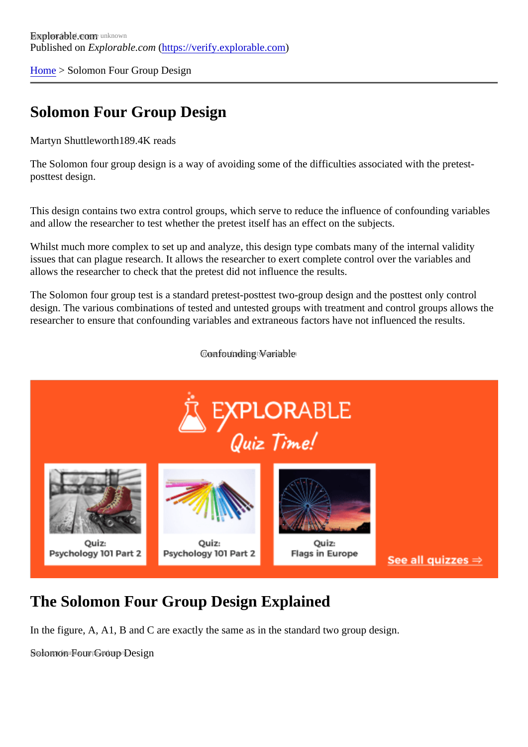Explorable.com
Published on *Explorable.com* (https://verify.explorable.com)

Home > Solomon Four Group Design

# Solomon Four Group Design

Martyn Shuttleworth189.4K reads

The Solomon four group design is a way of avoiding some of the difficulties associated with the pretest-posttest design.

This design contains two extra control groups, which serve to reduce the influence of confounding variables and allow the researcher to test whether the pretest itself has an effect on the subjects.

Whilst much more complex to set up and analyze, this design type combats many of the internal validity issues that can plague research. It allows the researcher to exert complete control over the variables and allows the researcher to check that the pretest did not influence the results.

The Solomon four group test is a standard pretest-posttest two-group design and the posttest only control design. The various combinations of tested and untested groups with treatment and control groups allows the researcher to ensure that confounding variables and extraneous factors have not influenced the results.

Confounding Variable

## The Solomon Four Group Design Explained

In the figure, A, A1, B and C are exactly the same as in the standard two group design.

Solomon Four Group Design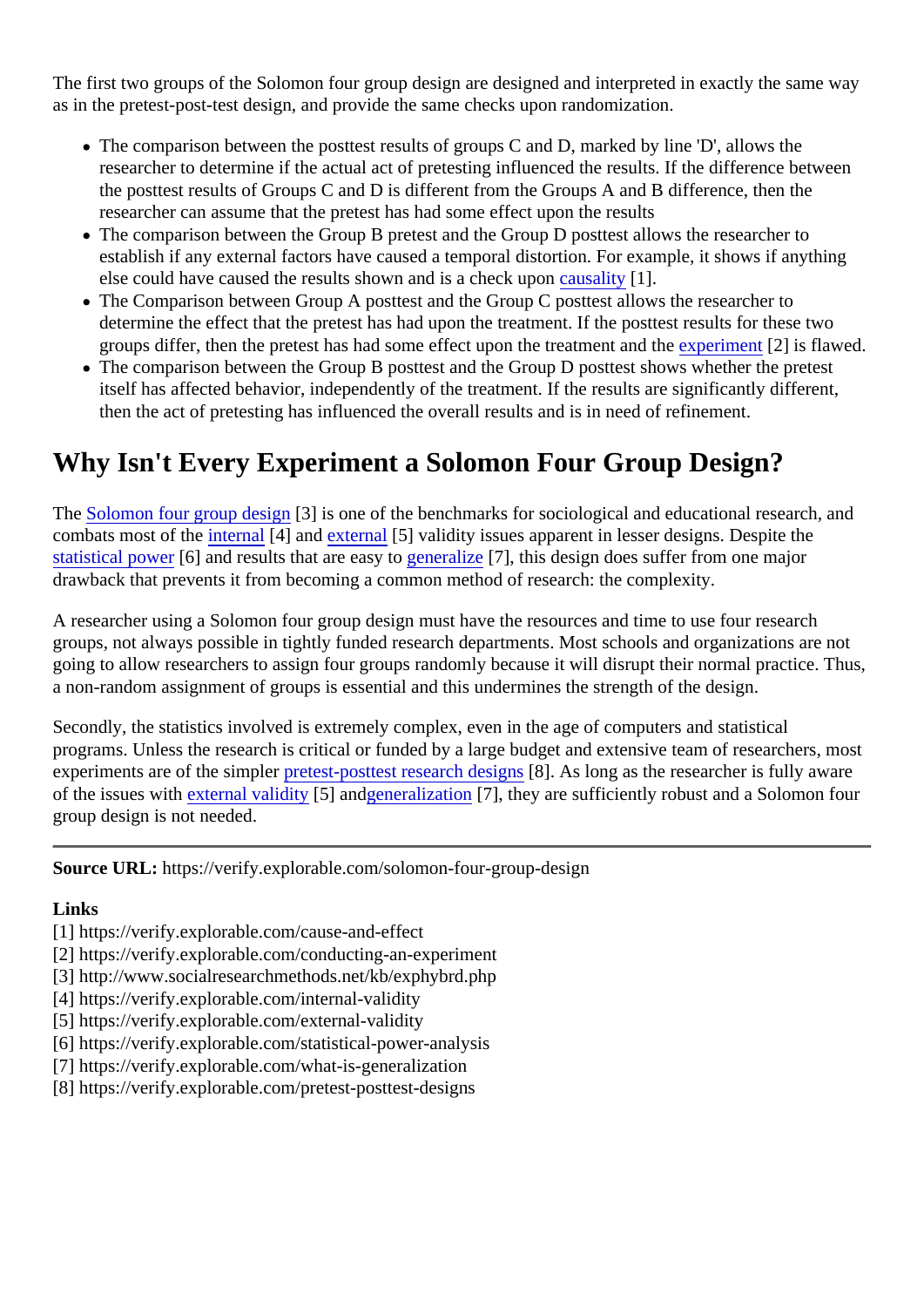The first two groups of the Solomon four group design are designed and interpreted in exactly the same way as in the pretest-post-test design, and provide the same checks upon randomization.

- The comparison between the posttest results of groups C and D, marked by line 'D', allows the researcher to determine if the actual act of pretesting influenced the results. If the difference between the posttest results of Groups C and D is different from the Groups A and B difference, then the researcher can assume that the pretest has had some effect upon the results
- The comparison between the Group B pretest and the Group D posttest allows the researcher to establish if any external factors have caused a temporal distortion. For example, it shows if anything else could have caused the results shown and is a check upon causality [1].
- The Comparison between Group A posttest and the Group C posttest allows the researcher to determine the effect that the pretest has had upon the treatment. If the posttest results for these two groups differ, then the pretest has had some effect upon the treatment and the experiment [2] is flawed.
- The comparison between the Group B posttest and the Group D posttest shows whether the pretest itself has affected behavior, independently of the treatment. If the results are significantly different, then the act of pretesting has influenced the overall results and is in need of refinement.

## Why Isn't Every Experiment a Solomon Four Group Design?

The Solomon four group design [3] is one of the benchmarks for sociological and educational research, and combats most of the internal [4] and external [5] validity issues apparent in lesser designs. Despite the statistical power [6] and results that are easy to generalize [7], this design does suffer from one major drawback that prevents it from becoming a common method of research: the complexity.

A researcher using a Solomon four group design must have the resources and time to use four research groups, not always possible in tightly funded research departments. Most schools and organizations are not going to allow researchers to assign four groups randomly because it will disrupt their normal practice. Thus, a non-random assignment of groups is essential and this undermines the strength of the design.

Secondly, the statistics involved is extremely complex, even in the age of computers and statistical programs. Unless the research is critical or funded by a large budget and extensive team of researchers, most experiments are of the simpler pretest-posttest research designs [8]. As long as the researcher is fully aware of the issues with external validity [5] and generalization [7], they are sufficiently robust and a Solomon four group design is not needed.

---

**Source URL:** https://verify.explorable.com/solomon-four-group-design

**Links**
[1] https://verify.explorable.com/cause-and-effect
[2] https://verify.explorable.com/conducting-an-experiment
[3] http://www.socialresearchmethods.net/kb/exphybrd.php
[4] https://verify.explorable.com/internal-validity
[5] https://verify.explorable.com/external-validity
[6] https://verify.explorable.com/statistical-power-analysis
[7] https://verify.explorable.com/what-is-generalization
[8] https://verify.explorable.com/pretest-posttest-designs